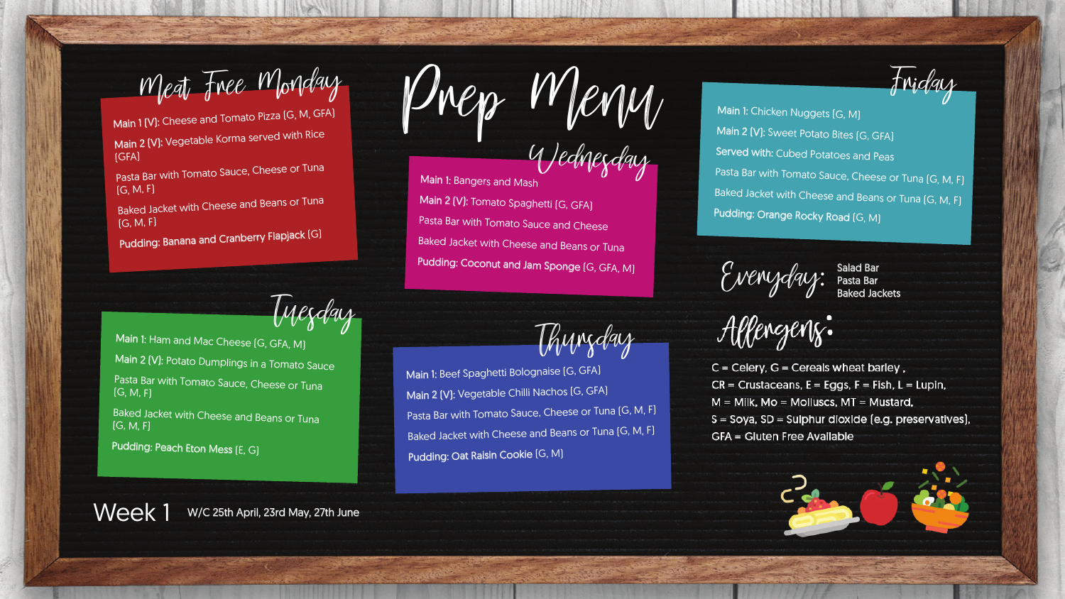# Prep Menu

## Meat Free Monday

Main 1 (V): Cheese and Tomato Pizza (G, M, GFA)

Main 2 (V): Vegetable Korma served with Rice (GFA)

Pasta Bar with Tomato Sauce, Cheese or Tuna (G, M, F)

Baked Jacket with Cheese and Beans or Tuna (G, M, F)

Pudding: Banana and Cranberry Flapjack (G)

## Tuesday

Main 1: Ham and Mac Cheese (G, GFA, M)

Main 2 (V): Potato Dumplings in a Tomato Sauce

Pasta Bar with Tomato Sauce, Cheese or Tuna (G, M, F)

Baked Jacket with Cheese and Beans or Tuna (G, M, F)

Pudding: Peach Eton Mess (E, G)

## Wednesday

Main 1: Bangers and Mash

Main 2 (V): Tomato Spaghetti (G, GFA)

Pasta Bar with Tomato Sauce and Cheese

Baked Jacket with Cheese and Beans or Tuna

Pudding: Coconut and Jam Sponge (G, GFA, M)

## Thursday

Main 1: Beef Spaghetti Bolognaise (G, GFA)

Main 2 (V): Vegetable Chilli Nachos (G, GFA)

Pasta Bar with Tomato Sauce, Cheese or Tuna (G, M, F)

Baked Jacket with Cheese and Beans or Tuna (G, M, F)

Pudding: Oat Raisin Cookie (G, M)

## Friday

Main 1: Chicken Nuggets (G, M)

Main 2 (V): Sweet Potato Bites (G, GFA)

Served with: Cubed Potatoes and Peas

Pasta Bar with Tomato Sauce, Cheese or Tuna (G, M, F)

Baked Jacket with Cheese and Beans or Tuna (G, M, F)

Pudding: Orange Rocky Road (G, M)

## Everyday:

Salad Bar
Pasta Bar
Baked Jackets

## Allergens:

C = Celery, G = Cereals wheat barley ,
CR = Crustaceans, E = Eggs, F = Fish, L = Lupin,
M = Milk, Mo = Molluscs, MT = Mustard,
S = Soya, SD = Sulphur dioxide (e.g. preservatives),
GFA = Gluten Free Available

Week 1 W/C 25th April, 23rd May, 27th June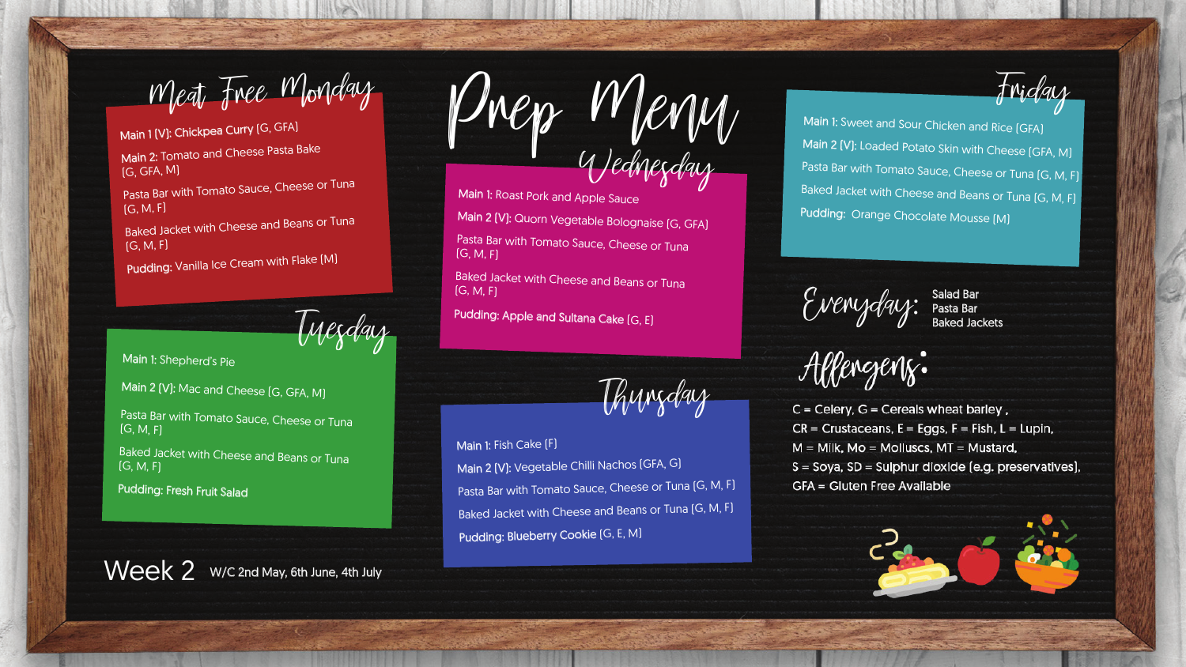# Prep Menu

## Meat Free Monday

- Main 1 (V): Chickpea Curry (G, GFA)
- Main 2: Tomato and Cheese Pasta Bake (G, GFA, M)
- Pasta Bar with Tomato Sauce, Cheese or Tuna (G, M, F)
- Baked Jacket with Cheese and Beans or Tuna (G, M, F)
- **Pudding:** Vanilla Ice Cream with Flake (M)

## Tuesday

- Main 1: Shepherd's Pie
- Main 2 (V): Mac and Cheese (G, GFA, M)
- Pasta Bar with Tomato Sauce, Cheese or Tuna (G, M, F)
- Baked Jacket with Cheese and Beans or Tuna (G, M, F)
- **Pudding:** Fresh Fruit Salad

## Wednesday

- Main 1: Roast Pork and Apple Sauce
- Main 2 (V): Quorn Vegetable Bolognaise (G, GFA)
- Pasta Bar with Tomato Sauce, Cheese or Tuna (G, M, F)
- Baked Jacket with Cheese and Beans or Tuna (G, M, F)
- **Pudding:** Apple and Sultana Cake (G, E)

## Thursday

- Main 1: Fish Cake (F)
- Main 2 (V): Vegetable Chilli Nachos (GFA, G)
- Pasta Bar with Tomato Sauce, Cheese or Tuna (G, M, F)
- Baked Jacket with Cheese and Beans or Tuna (G, M, F)
- **Pudding:** Blueberry Cookie (G, E, M)

## Friday

- Main 1: Sweet and Sour Chicken and Rice (GFA)
- Main 2 (V): Loaded Potato Skin with Cheese (GFA, M)
- Pasta Bar with Tomato Sauce, Cheese or Tuna (G, M, F)
- Baked Jacket with Cheese and Beans or Tuna (G, M, F)
- **Pudding:** Orange Chocolate Mousse (M)

## Everyday:

- Salad Bar
- Pasta Bar
- Baked Jackets

## Allergens:

C = Celery, G = Cereals wheat barley ,
CR = Crustaceans, E = Eggs, F = Fish, L = Lupin,
M = Milk, Mo = Molluscs, MT = Mustard,
S = Soya, SD = Sulphur dioxide (e.g. preservatives),
GFA = Gluten Free Available

**Week 2** W/C 2nd May, 6th June, 4th July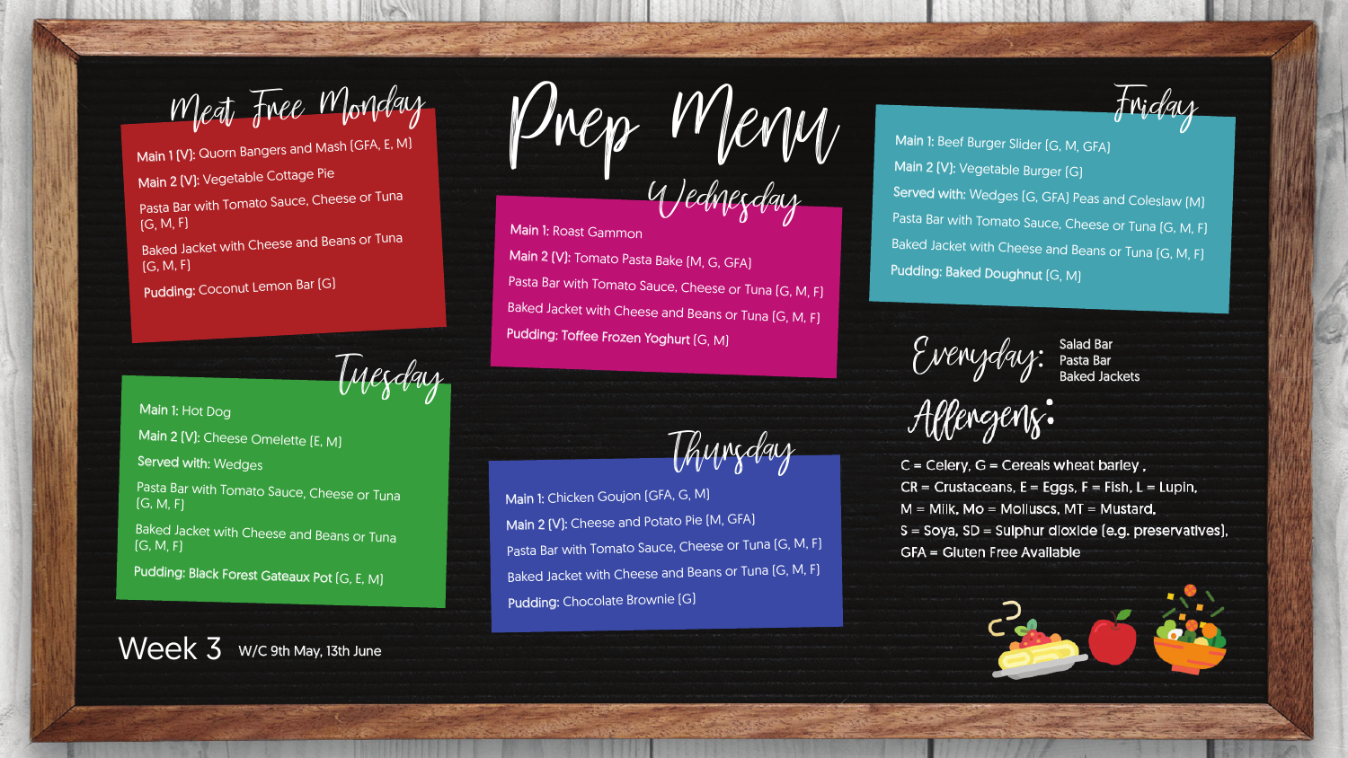# Prep Menu

## Meat Free Monday

**Main 1 (V):** Quorn Bangers and Mash (GFA, E, M)

**Main 2 (V):** Vegetable Cottage Pie

Pasta Bar with Tomato Sauce, Cheese or Tuna (G, M, F)

Baked Jacket with Cheese and Beans or Tuna (G, M, F)

**Pudding:** Coconut Lemon Bar (G)

## Tuesday

**Main 1:** Hot Dog

**Main 2 (V):** Cheese Omelette (E, M)

**Served with:** Wedges

Pasta Bar with Tomato Sauce, Cheese or Tuna (G, M, F)

Baked Jacket with Cheese and Beans or Tuna (G, M, F)

**Pudding:** Black Forest Gateaux Pot (G, E, M)

## Wednesday

**Main 1:** Roast Gammon

**Main 2 (V):** Tomato Pasta Bake (M, G, GFA)

Pasta Bar with Tomato Sauce, Cheese or Tuna (G, M, F)

Baked Jacket with Cheese and Beans or Tuna (G, M, F)

**Pudding:** Toffee Frozen Yoghurt (G, M)

## Thursday

**Main 1:** Chicken Goujon (GFA, G, M)

**Main 2 (V):** Cheese and Potato Pie (M, GFA)

Pasta Bar with Tomato Sauce, Cheese or Tuna (G, M, F)

Baked Jacket with Cheese and Beans or Tuna (G, M, F)

**Pudding:** Chocolate Brownie (G)

## Friday

**Main 1:** Beef Burger Slider (G, M, GFA)

**Main 2 (V):** Vegetable Burger (G)

**Served with:** Wedges (G, GFA) Peas and Coleslaw (M)

Pasta Bar with Tomato Sauce, Cheese or Tuna (G, M, F)

Baked Jacket with Cheese and Beans or Tuna (G, M, F)

**Pudding:** Baked Doughnut (G, M)

## Everyday:

- Salad Bar
- Pasta Bar
- Baked Jackets

## Allergens:

C = Celery, G = Cereals wheat barley,
CR = Crustaceans, E = Eggs, F = Fish, L = Lupin,
M = Milk, Mo = Molluscs, MT = Mustard,
S = Soya, SD = Sulphur dioxide (e.g. preservatives),
GFA = Gluten Free Available

**Week 3** W/C 9th May, 13th June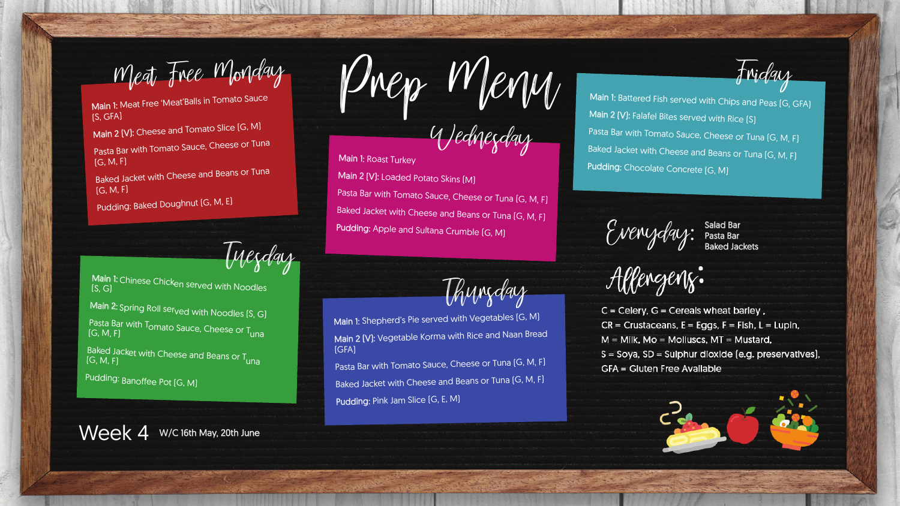# Prep Menu

## Meat Free Monday

**Main 1:** Meat Free 'Meat'Balls in Tomato Sauce [S, GFA]

**Main 2 (V):** Cheese and Tomato Slice [G, M]

Pasta Bar with Tomato Sauce, Cheese or Tuna [G, M, F]

Baked Jacket with Cheese and Beans or Tuna [G, M, F]

**Pudding:** Baked Doughnut [G, M, E]

## Tuesday

**Main 1:** Chinese Chicken served with Noodles [S, G]

**Main 2:** Spring Roll served with Noodles [S, G]

Pasta Bar with Tomato Sauce, Cheese or Tuna [G, M, F]

Baked Jacket with Cheese and Beans or Tuna [G, M, F]

**Pudding:** Banoffee Pot [G, M]

## Wednesday

**Main 1:** Roast Turkey

**Main 2 (V):** Loaded Potato Skins [M]

Pasta Bar with Tomato Sauce, Cheese or Tuna [G, M, F]

Baked Jacket with Cheese and Beans or Tuna [G, M, F]

**Pudding:** Apple and Sultana Crumble [G, M]

## Thursday

**Main 1:** Shepherd's Pie served with Vegetables [G, M]

**Main 2 (V):** Vegetable Korma with Rice and Naan Bread [GFA]

Pasta Bar with Tomato Sauce, Cheese or Tuna [G, M, F]

Baked Jacket with Cheese and Beans or Tuna [G, M, F]

**Pudding:** Pink Jam Slice [G, E, M]

## Friday

**Main 1:** Battered Fish served with Chips and Peas [G, GFA]

**Main 2 (V):** Falafel Bites served with Rice [S]

Pasta Bar with Tomato Sauce, Cheese or Tuna [G, M, F]

Baked Jacket with Cheese and Beans or Tuna [G, M, F]

**Pudding:** Chocolate Concrete [G, M]

## Everyday:

- Salad Bar
- Pasta Bar
- Baked Jackets

## Allergens:

C = Celery, G = Cereals wheat barley ,
CR = Crustaceans, E = Eggs, F = Fish, L = Lupin,
M = Milk, Mo = Molluscs, MT = Mustard,
S = Soya, SD = Sulphur dioxide (e.g. preservatives),
GFA = Gluten Free Available

Week 4 W/C 16th May, 20th June